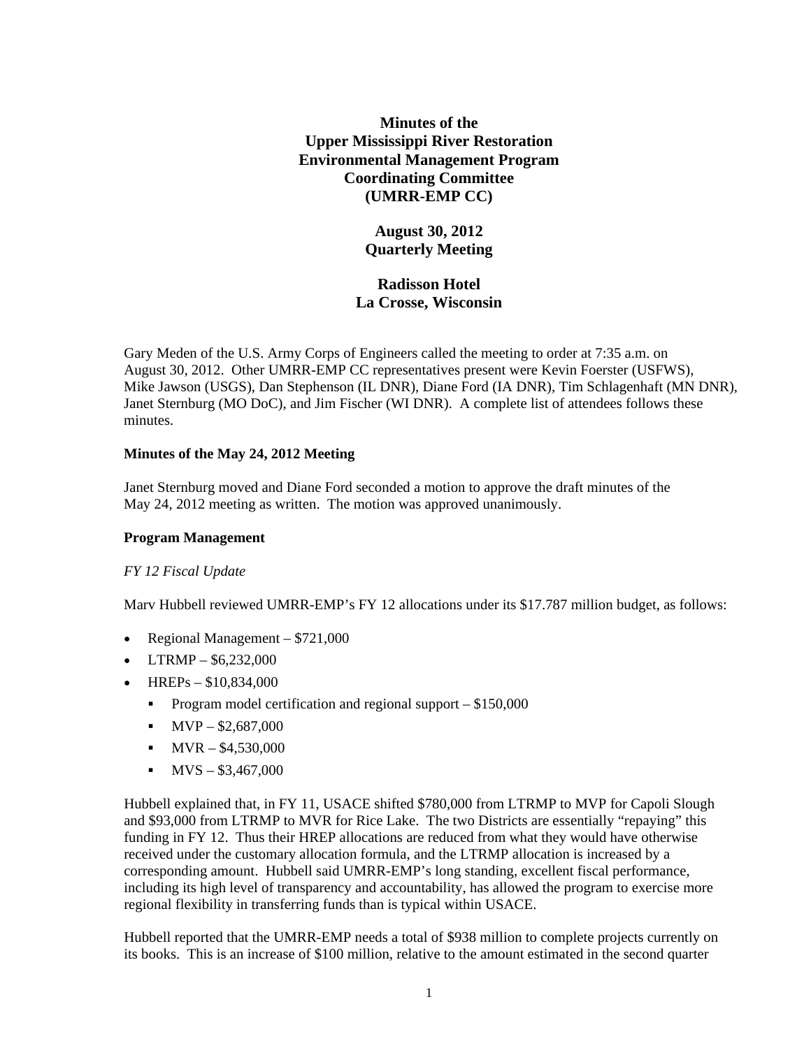# Minutes of the Upper Mississippi River Restoration Environmental Management Program Coordinating Committee (UMRR-EMP CC)

## August 30, 2012 Quarterly Meeting

## Radisson Hotel La Crosse, Wisconsin

Gary Meden of the U.S. Army Corps of Engineers called the meeting to order at 7:35 a.m. on August 30, 2012. Other UMRR-EMP CC representatives present were Kevin Foerster (USFWS), Mike Jawson (USGS), Dan Stephenson (IL DNR), Diane Ford (IA DNR), Tim Schlagenhaft (MN DNR), Janet Sternburg (MO DoC), and Jim Fischer (WI DNR). A complete list of attendees follows these minutes.

**Minutes of the May 24, 2012 Meeting**

Janet Sternburg moved and Diane Ford seconded a motion to approve the draft minutes of the May 24, 2012 meeting as written. The motion was approved unanimously.

**Program Management**

*FY 12 Fiscal Update*

Marv Hubbell reviewed UMRR-EMP's FY 12 allocations under its $17.787 million budget, as follows:

- Regional Management – $721,000
- LTRMP – $6,232,000
- HREPs – $10,834,000
  - Program model certification and regional support – $150,000
  - MVP – $2,687,000
  - MVR – $4,530,000
  - MVS – $3,467,000

Hubbell explained that, in FY 11, USACE shifted $780,000 from LTRMP to MVP for Capoli Slough and $93,000 from LTRMP to MVR for Rice Lake. The two Districts are essentially "repaying" this funding in FY 12. Thus their HREP allocations are reduced from what they would have otherwise received under the customary allocation formula, and the LTRMP allocation is increased by a corresponding amount. Hubbell said UMRR-EMP's long standing, excellent fiscal performance, including its high level of transparency and accountability, has allowed the program to exercise more regional flexibility in transferring funds than is typical within USACE.

Hubbell reported that the UMRR-EMP needs a total of $938 million to complete projects currently on its books. This is an increase of $100 million, relative to the amount estimated in the second quarter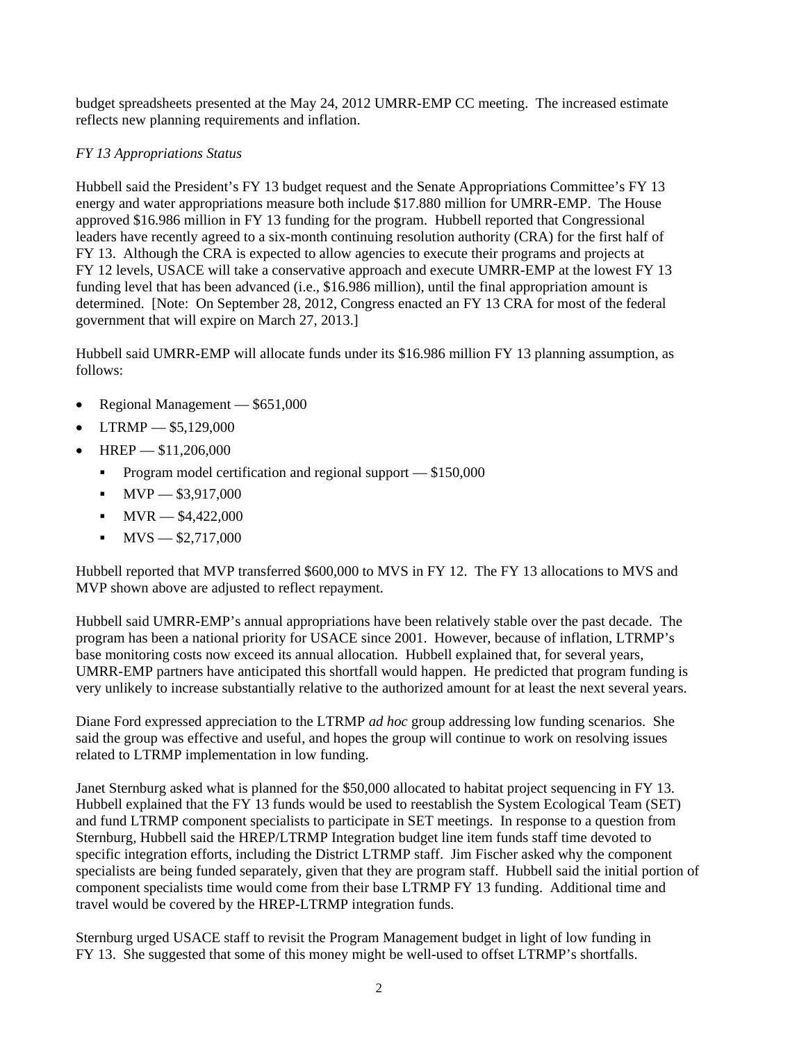budget spreadsheets presented at the May 24, 2012 UMRR-EMP CC meeting. The increased estimate reflects new planning requirements and inflation.

*FY 13 Appropriations Status*

Hubbell said the President's FY 13 budget request and the Senate Appropriations Committee's FY 13 energy and water appropriations measure both include $17.880 million for UMRR-EMP. The House approved $16.986 million in FY 13 funding for the program. Hubbell reported that Congressional leaders have recently agreed to a six-month continuing resolution authority (CRA) for the first half of FY 13. Although the CRA is expected to allow agencies to execute their programs and projects at FY 12 levels, USACE will take a conservative approach and execute UMRR-EMP at the lowest FY 13 funding level that has been advanced (i.e., $16.986 million), until the final appropriation amount is determined. [Note: On September 28, 2012, Congress enacted an FY 13 CRA for most of the federal government that will expire on March 27, 2013.]

Hubbell said UMRR-EMP will allocate funds under its $16.986 million FY 13 planning assumption, as follows:

- Regional Management — $651,000
- LTRMP — $5,129,000
- HREP — $11,206,000
  - Program model certification and regional support — $150,000
  - MVP — $3,917,000
  - MVR — $4,422,000
  - MVS — $2,717,000

Hubbell reported that MVP transferred $600,000 to MVS in FY 12. The FY 13 allocations to MVS and MVP shown above are adjusted to reflect repayment.

Hubbell said UMRR-EMP's annual appropriations have been relatively stable over the past decade. The program has been a national priority for USACE since 2001. However, because of inflation, LTRMP's base monitoring costs now exceed its annual allocation. Hubbell explained that, for several years, UMRR-EMP partners have anticipated this shortfall would happen. He predicted that program funding is very unlikely to increase substantially relative to the authorized amount for at least the next several years.

Diane Ford expressed appreciation to the LTRMP *ad hoc* group addressing low funding scenarios. She said the group was effective and useful, and hopes the group will continue to work on resolving issues related to LTRMP implementation in low funding.

Janet Sternburg asked what is planned for the $50,000 allocated to habitat project sequencing in FY 13. Hubbell explained that the FY 13 funds would be used to reestablish the System Ecological Team (SET) and fund LTRMP component specialists to participate in SET meetings. In response to a question from Sternburg, Hubbell said the HREP/LTRMP Integration budget line item funds staff time devoted to specific integration efforts, including the District LTRMP staff. Jim Fischer asked why the component specialists are being funded separately, given that they are program staff. Hubbell said the initial portion of component specialists time would come from their base LTRMP FY 13 funding. Additional time and travel would be covered by the HREP-LTRMP integration funds.

Sternburg urged USACE staff to revisit the Program Management budget in light of low funding in FY 13. She suggested that some of this money might be well-used to offset LTRMP's shortfalls.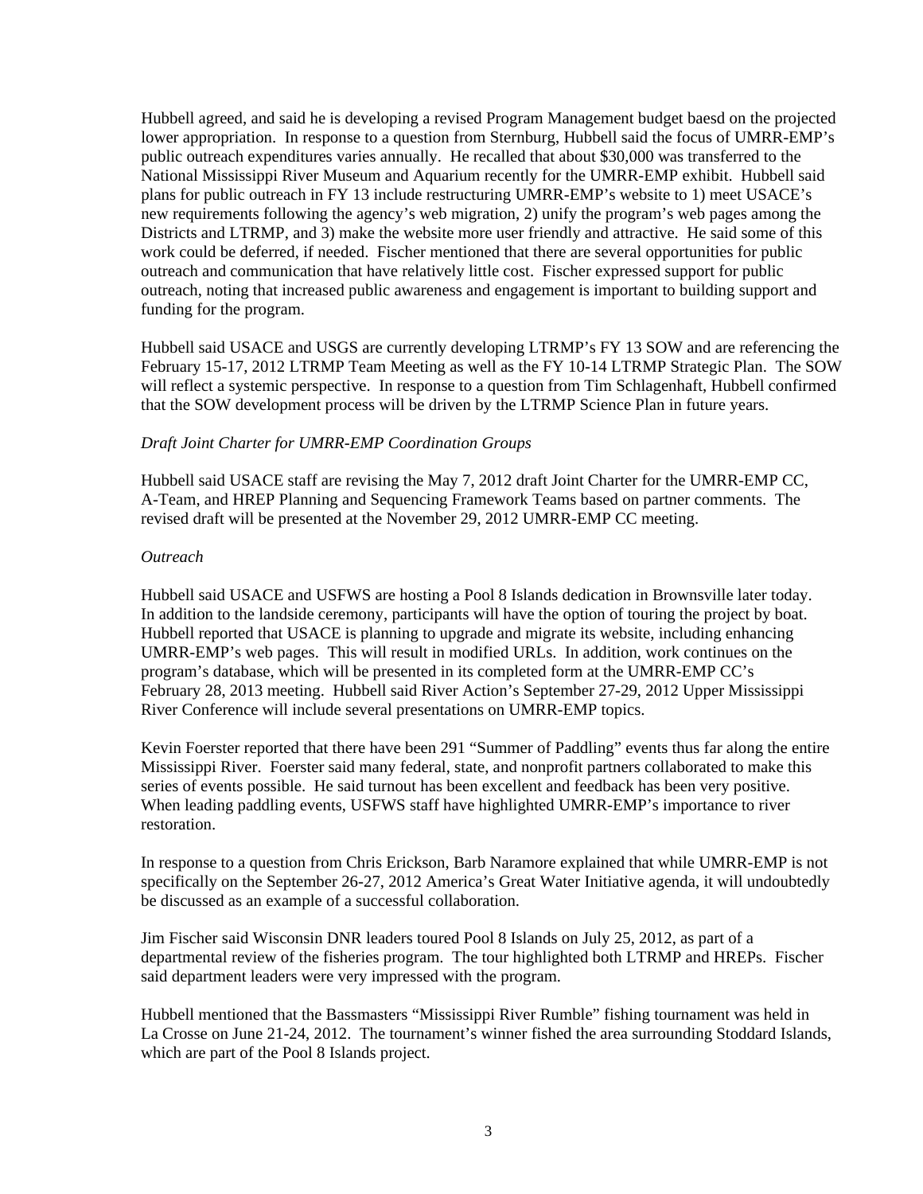Hubbell agreed, and said he is developing a revised Program Management budget baesd on the projected lower appropriation. In response to a question from Sternburg, Hubbell said the focus of UMRR-EMP's public outreach expenditures varies annually. He recalled that about $30,000 was transferred to the National Mississippi River Museum and Aquarium recently for the UMRR-EMP exhibit. Hubbell said plans for public outreach in FY 13 include restructuring UMRR-EMP's website to 1) meet USACE's new requirements following the agency's web migration, 2) unify the program's web pages among the Districts and LTRMP, and 3) make the website more user friendly and attractive. He said some of this work could be deferred, if needed. Fischer mentioned that there are several opportunities for public outreach and communication that have relatively little cost. Fischer expressed support for public outreach, noting that increased public awareness and engagement is important to building support and funding for the program.

Hubbell said USACE and USGS are currently developing LTRMP's FY 13 SOW and are referencing the February 15-17, 2012 LTRMP Team Meeting as well as the FY 10-14 LTRMP Strategic Plan. The SOW will reflect a systemic perspective. In response to a question from Tim Schlagenhaft, Hubbell confirmed that the SOW development process will be driven by the LTRMP Science Plan in future years.

*Draft Joint Charter for UMRR-EMP Coordination Groups*

Hubbell said USACE staff are revising the May 7, 2012 draft Joint Charter for the UMRR-EMP CC, A-Team, and HREP Planning and Sequencing Framework Teams based on partner comments. The revised draft will be presented at the November 29, 2012 UMRR-EMP CC meeting.

*Outreach*

Hubbell said USACE and USFWS are hosting a Pool 8 Islands dedication in Brownsville later today. In addition to the landside ceremony, participants will have the option of touring the project by boat. Hubbell reported that USACE is planning to upgrade and migrate its website, including enhancing UMRR-EMP's web pages. This will result in modified URLs. In addition, work continues on the program's database, which will be presented in its completed form at the UMRR-EMP CC's February 28, 2013 meeting. Hubbell said River Action's September 27-29, 2012 Upper Mississippi River Conference will include several presentations on UMRR-EMP topics.

Kevin Foerster reported that there have been 291 "Summer of Paddling" events thus far along the entire Mississippi River. Foerster said many federal, state, and nonprofit partners collaborated to make this series of events possible. He said turnout has been excellent and feedback has been very positive. When leading paddling events, USFWS staff have highlighted UMRR-EMP's importance to river restoration.

In response to a question from Chris Erickson, Barb Naramore explained that while UMRR-EMP is not specifically on the September 26-27, 2012 America's Great Water Initiative agenda, it will undoubtedly be discussed as an example of a successful collaboration.

Jim Fischer said Wisconsin DNR leaders toured Pool 8 Islands on July 25, 2012, as part of a departmental review of the fisheries program. The tour highlighted both LTRMP and HREPs. Fischer said department leaders were very impressed with the program.

Hubbell mentioned that the Bassmasters "Mississippi River Rumble" fishing tournament was held in La Crosse on June 21-24, 2012. The tournament's winner fished the area surrounding Stoddard Islands, which are part of the Pool 8 Islands project.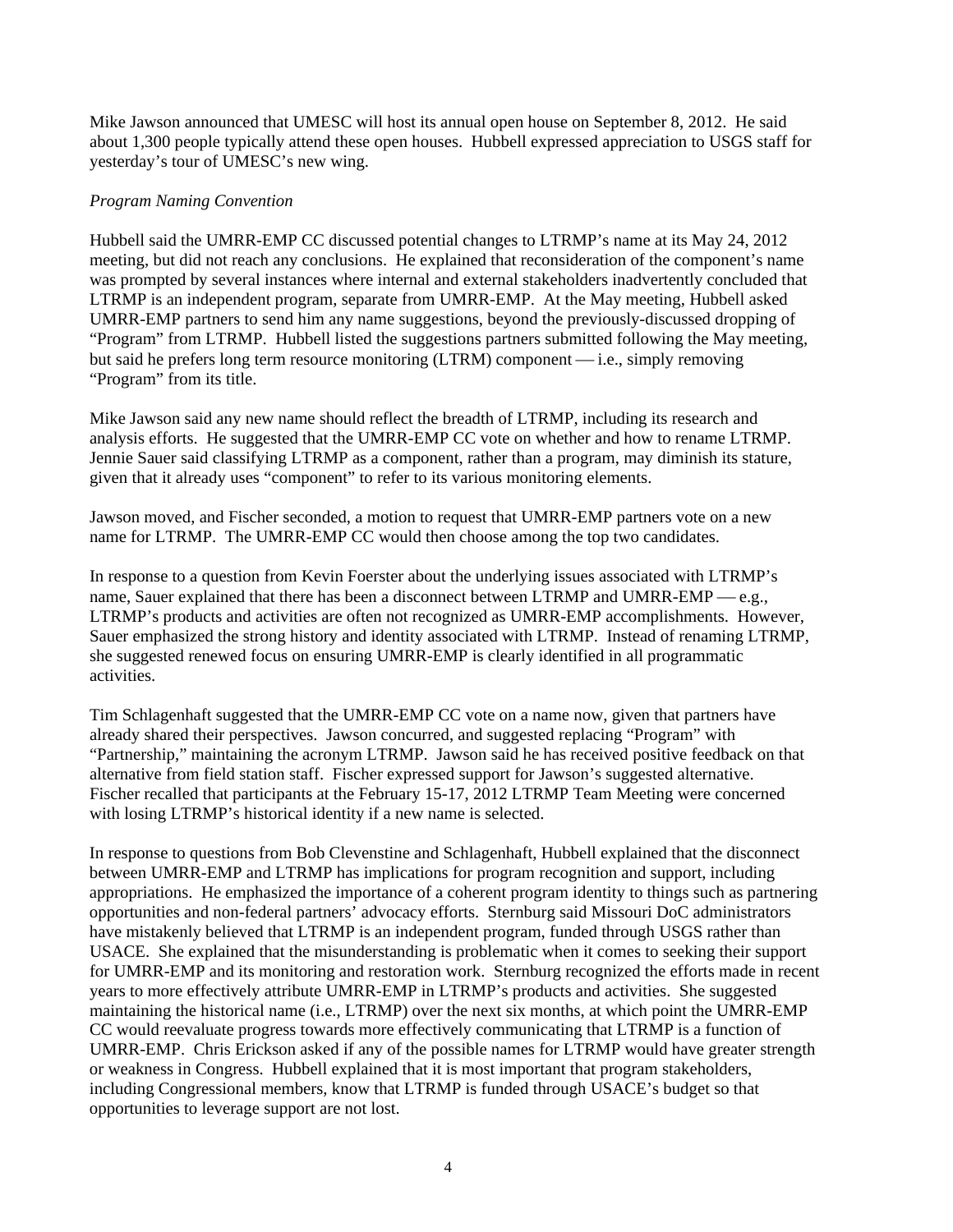Mike Jawson announced that UMESC will host its annual open house on September 8, 2012. He said about 1,300 people typically attend these open houses. Hubbell expressed appreciation to USGS staff for yesterday's tour of UMESC's new wing.

*Program Naming Convention*

Hubbell said the UMRR-EMP CC discussed potential changes to LTRMP's name at its May 24, 2012 meeting, but did not reach any conclusions. He explained that reconsideration of the component's name was prompted by several instances where internal and external stakeholders inadvertently concluded that LTRMP is an independent program, separate from UMRR-EMP. At the May meeting, Hubbell asked UMRR-EMP partners to send him any name suggestions, beyond the previously-discussed dropping of "Program" from LTRMP. Hubbell listed the suggestions partners submitted following the May meeting, but said he prefers long term resource monitoring (LTRM) component — i.e., simply removing "Program" from its title.

Mike Jawson said any new name should reflect the breadth of LTRMP, including its research and analysis efforts. He suggested that the UMRR-EMP CC vote on whether and how to rename LTRMP. Jennie Sauer said classifying LTRMP as a component, rather than a program, may diminish its stature, given that it already uses "component" to refer to its various monitoring elements.

Jawson moved, and Fischer seconded, a motion to request that UMRR-EMP partners vote on a new name for LTRMP. The UMRR-EMP CC would then choose among the top two candidates.

In response to a question from Kevin Foerster about the underlying issues associated with LTRMP's name, Sauer explained that there has been a disconnect between LTRMP and UMRR-EMP — e.g., LTRMP's products and activities are often not recognized as UMRR-EMP accomplishments. However, Sauer emphasized the strong history and identity associated with LTRMP. Instead of renaming LTRMP, she suggested renewed focus on ensuring UMRR-EMP is clearly identified in all programmatic activities.

Tim Schlagenhaft suggested that the UMRR-EMP CC vote on a name now, given that partners have already shared their perspectives. Jawson concurred, and suggested replacing "Program" with "Partnership," maintaining the acronym LTRMP. Jawson said he has received positive feedback on that alternative from field station staff. Fischer expressed support for Jawson's suggested alternative. Fischer recalled that participants at the February 15-17, 2012 LTRMP Team Meeting were concerned with losing LTRMP's historical identity if a new name is selected.

In response to questions from Bob Clevenstine and Schlagenhaft, Hubbell explained that the disconnect between UMRR-EMP and LTRMP has implications for program recognition and support, including appropriations. He emphasized the importance of a coherent program identity to things such as partnering opportunities and non-federal partners' advocacy efforts. Sternburg said Missouri DoC administrators have mistakenly believed that LTRMP is an independent program, funded through USGS rather than USACE. She explained that the misunderstanding is problematic when it comes to seeking their support for UMRR-EMP and its monitoring and restoration work. Sternburg recognized the efforts made in recent years to more effectively attribute UMRR-EMP in LTRMP's products and activities. She suggested maintaining the historical name (i.e., LTRMP) over the next six months, at which point the UMRR-EMP CC would reevaluate progress towards more effectively communicating that LTRMP is a function of UMRR-EMP. Chris Erickson asked if any of the possible names for LTRMP would have greater strength or weakness in Congress. Hubbell explained that it is most important that program stakeholders, including Congressional members, know that LTRMP is funded through USACE's budget so that opportunities to leverage support are not lost.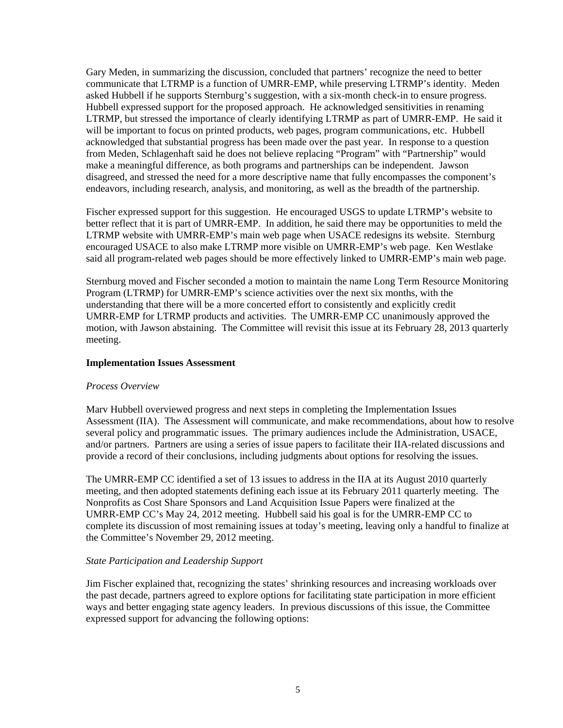Gary Meden, in summarizing the discussion, concluded that partners' recognize the need to better communicate that LTRMP is a function of UMRR-EMP, while preserving LTRMP's identity. Meden asked Hubbell if he supports Sternburg's suggestion, with a six-month check-in to ensure progress. Hubbell expressed support for the proposed approach. He acknowledged sensitivities in renaming LTRMP, but stressed the importance of clearly identifying LTRMP as part of UMRR-EMP. He said it will be important to focus on printed products, web pages, program communications, etc. Hubbell acknowledged that substantial progress has been made over the past year. In response to a question from Meden, Schlagenhaft said he does not believe replacing "Program" with "Partnership" would make a meaningful difference, as both programs and partnerships can be independent. Jawson disagreed, and stressed the need for a more descriptive name that fully encompasses the component's endeavors, including research, analysis, and monitoring, as well as the breadth of the partnership.

Fischer expressed support for this suggestion. He encouraged USGS to update LTRMP's website to better reflect that it is part of UMRR-EMP. In addition, he said there may be opportunities to meld the LTRMP website with UMRR-EMP's main web page when USACE redesigns its website. Sternburg encouraged USACE to also make LTRMP more visible on UMRR-EMP's web page. Ken Westlake said all program-related web pages should be more effectively linked to UMRR-EMP's main web page.

Sternburg moved and Fischer seconded a motion to maintain the name Long Term Resource Monitoring Program (LTRMP) for UMRR-EMP's science activities over the next six months, with the understanding that there will be a more concerted effort to consistently and explicitly credit UMRR-EMP for LTRMP products and activities. The UMRR-EMP CC unanimously approved the motion, with Jawson abstaining. The Committee will revisit this issue at its February 28, 2013 quarterly meeting.

**Implementation Issues Assessment**

*Process Overview*

Marv Hubbell overviewed progress and next steps in completing the Implementation Issues Assessment (IIA). The Assessment will communicate, and make recommendations, about how to resolve several policy and programmatic issues. The primary audiences include the Administration, USACE, and/or partners. Partners are using a series of issue papers to facilitate their IIA-related discussions and provide a record of their conclusions, including judgments about options for resolving the issues.

The UMRR-EMP CC identified a set of 13 issues to address in the IIA at its August 2010 quarterly meeting, and then adopted statements defining each issue at its February 2011 quarterly meeting. The Nonprofits as Cost Share Sponsors and Land Acquisition Issue Papers were finalized at the UMRR-EMP CC's May 24, 2012 meeting. Hubbell said his goal is for the UMRR-EMP CC to complete its discussion of most remaining issues at today's meeting, leaving only a handful to finalize at the Committee's November 29, 2012 meeting.

*State Participation and Leadership Support*

Jim Fischer explained that, recognizing the states' shrinking resources and increasing workloads over the past decade, partners agreed to explore options for facilitating state participation in more efficient ways and better engaging state agency leaders. In previous discussions of this issue, the Committee expressed support for advancing the following options: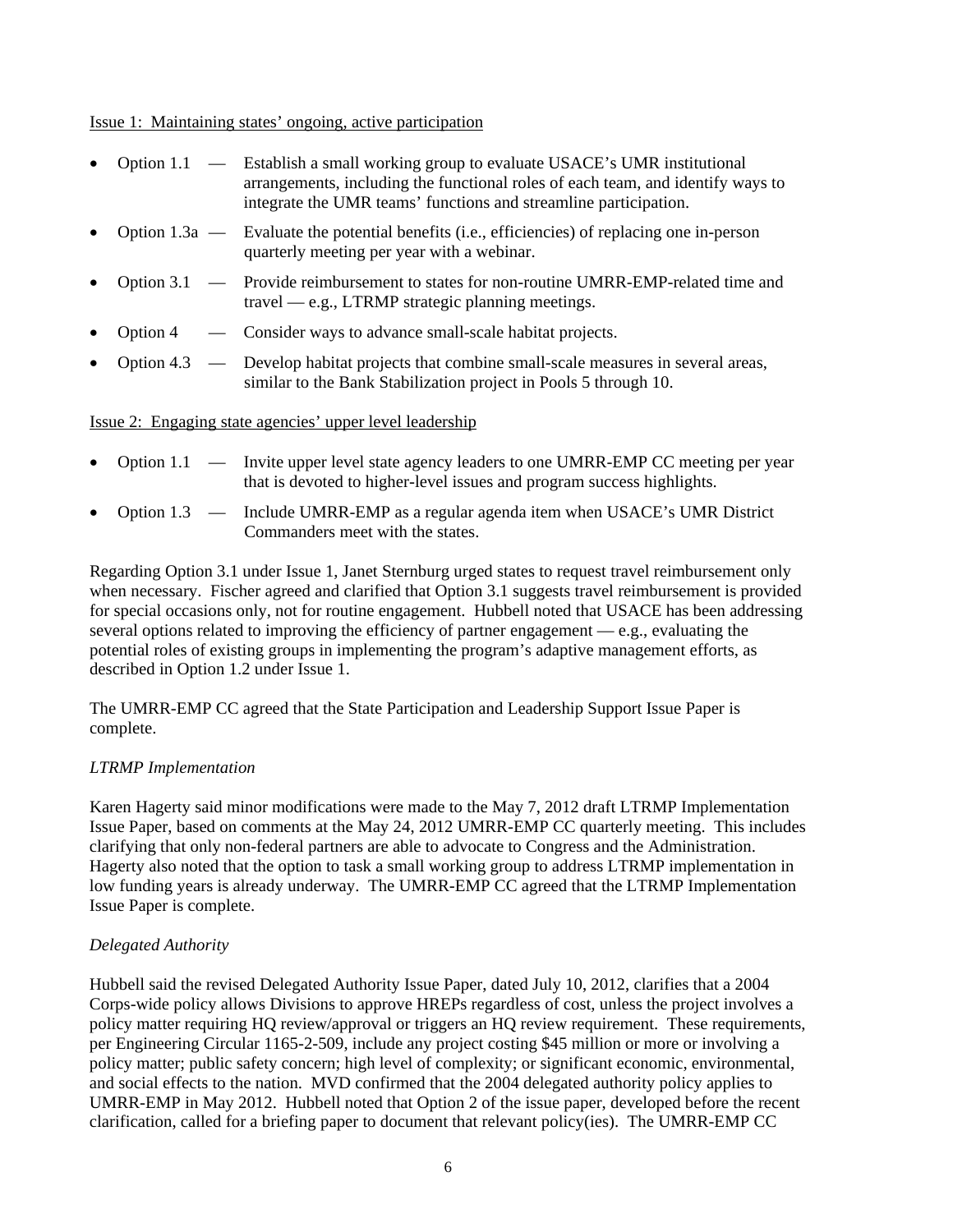Issue 1: Maintaining states' ongoing, active participation

- Option 1.1 — Establish a small working group to evaluate USACE's UMR institutional arrangements, including the functional roles of each team, and identify ways to integrate the UMR teams' functions and streamline participation.
- Option 1.3a — Evaluate the potential benefits (i.e., efficiencies) of replacing one in-person quarterly meeting per year with a webinar.
- Option 3.1 — Provide reimbursement to states for non-routine UMRR-EMP-related time and travel — e.g., LTRMP strategic planning meetings.
- Option 4 — Consider ways to advance small-scale habitat projects.
- Option 4.3 — Develop habitat projects that combine small-scale measures in several areas, similar to the Bank Stabilization project in Pools 5 through 10.

Issue 2: Engaging state agencies' upper level leadership

- Option 1.1 — Invite upper level state agency leaders to one UMRR-EMP CC meeting per year that is devoted to higher-level issues and program success highlights.
- Option 1.3 — Include UMRR-EMP as a regular agenda item when USACE's UMR District Commanders meet with the states.

Regarding Option 3.1 under Issue 1, Janet Sternburg urged states to request travel reimbursement only when necessary. Fischer agreed and clarified that Option 3.1 suggests travel reimbursement is provided for special occasions only, not for routine engagement. Hubbell noted that USACE has been addressing several options related to improving the efficiency of partner engagement — e.g., evaluating the potential roles of existing groups in implementing the program's adaptive management efforts, as described in Option 1.2 under Issue 1.

The UMRR-EMP CC agreed that the State Participation and Leadership Support Issue Paper is complete.

*LTRMP Implementation*

Karen Hagerty said minor modifications were made to the May 7, 2012 draft LTRMP Implementation Issue Paper, based on comments at the May 24, 2012 UMRR-EMP CC quarterly meeting. This includes clarifying that only non-federal partners are able to advocate to Congress and the Administration. Hagerty also noted that the option to task a small working group to address LTRMP implementation in low funding years is already underway. The UMRR-EMP CC agreed that the LTRMP Implementation Issue Paper is complete.

*Delegated Authority*

Hubbell said the revised Delegated Authority Issue Paper, dated July 10, 2012, clarifies that a 2004 Corps-wide policy allows Divisions to approve HREPs regardless of cost, unless the project involves a policy matter requiring HQ review/approval or triggers an HQ review requirement. These requirements, per Engineering Circular 1165-2-509, include any project costing $45 million or more or involving a policy matter; public safety concern; high level of complexity; or significant economic, environmental, and social effects to the nation. MVD confirmed that the 2004 delegated authority policy applies to UMRR-EMP in May 2012. Hubbell noted that Option 2 of the issue paper, developed before the recent clarification, called for a briefing paper to document that relevant policy(ies). The UMRR-EMP CC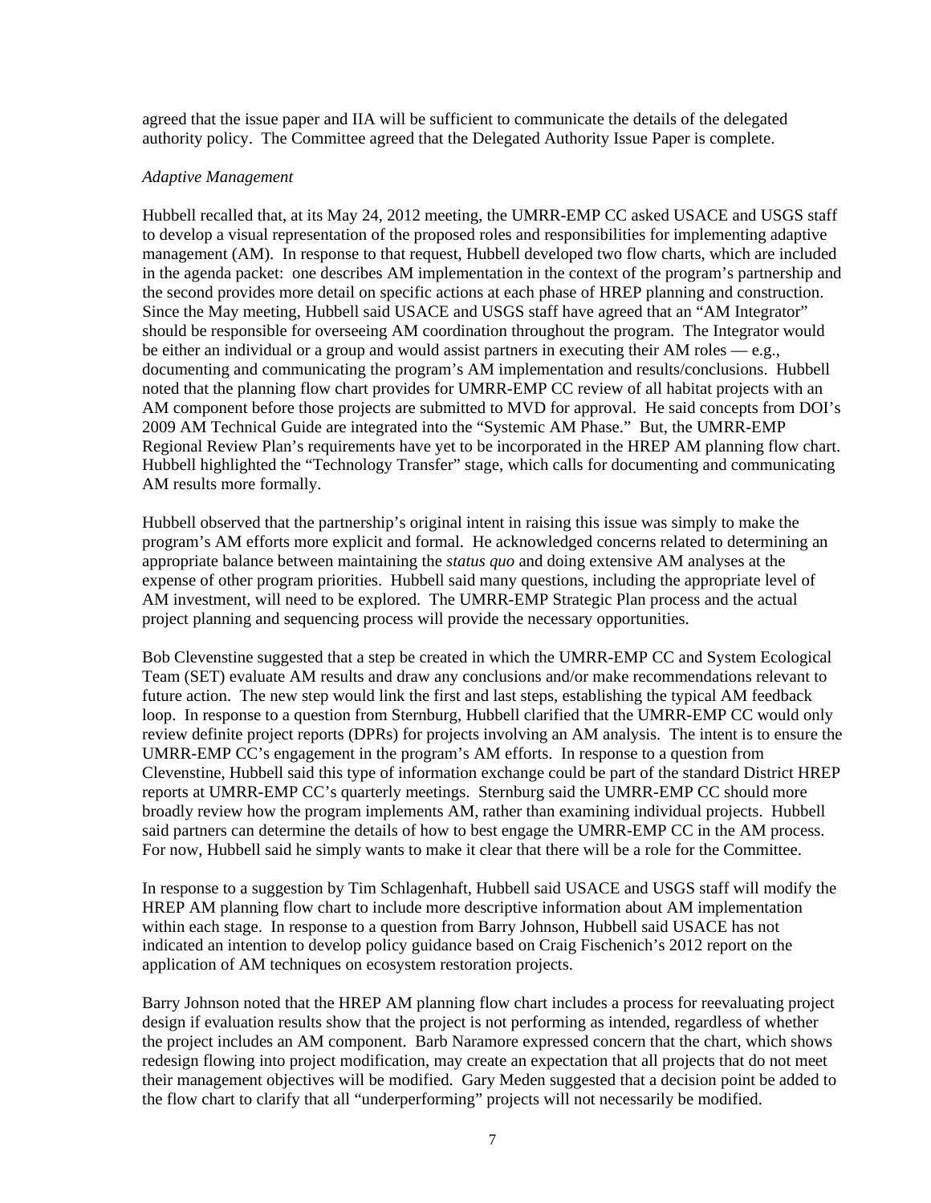agreed that the issue paper and IIA will be sufficient to communicate the details of the delegated authority policy. The Committee agreed that the Delegated Authority Issue Paper is complete.

*Adaptive Management*

Hubbell recalled that, at its May 24, 2012 meeting, the UMRR-EMP CC asked USACE and USGS staff to develop a visual representation of the proposed roles and responsibilities for implementing adaptive management (AM). In response to that request, Hubbell developed two flow charts, which are included in the agenda packet: one describes AM implementation in the context of the program's partnership and the second provides more detail on specific actions at each phase of HREP planning and construction. Since the May meeting, Hubbell said USACE and USGS staff have agreed that an "AM Integrator" should be responsible for overseeing AM coordination throughout the program. The Integrator would be either an individual or a group and would assist partners in executing their AM roles — e.g., documenting and communicating the program's AM implementation and results/conclusions. Hubbell noted that the planning flow chart provides for UMRR-EMP CC review of all habitat projects with an AM component before those projects are submitted to MVD for approval. He said concepts from DOI's 2009 AM Technical Guide are integrated into the "Systemic AM Phase." But, the UMRR-EMP Regional Review Plan's requirements have yet to be incorporated in the HREP AM planning flow chart. Hubbell highlighted the "Technology Transfer" stage, which calls for documenting and communicating AM results more formally.

Hubbell observed that the partnership's original intent in raising this issue was simply to make the program's AM efforts more explicit and formal. He acknowledged concerns related to determining an appropriate balance between maintaining the *status quo* and doing extensive AM analyses at the expense of other program priorities. Hubbell said many questions, including the appropriate level of AM investment, will need to be explored. The UMRR-EMP Strategic Plan process and the actual project planning and sequencing process will provide the necessary opportunities.

Bob Clevenstine suggested that a step be created in which the UMRR-EMP CC and System Ecological Team (SET) evaluate AM results and draw any conclusions and/or make recommendations relevant to future action. The new step would link the first and last steps, establishing the typical AM feedback loop. In response to a question from Sternburg, Hubbell clarified that the UMRR-EMP CC would only review definite project reports (DPRs) for projects involving an AM analysis. The intent is to ensure the UMRR-EMP CC's engagement in the program's AM efforts. In response to a question from Clevenstine, Hubbell said this type of information exchange could be part of the standard District HREP reports at UMRR-EMP CC's quarterly meetings. Sternburg said the UMRR-EMP CC should more broadly review how the program implements AM, rather than examining individual projects. Hubbell said partners can determine the details of how to best engage the UMRR-EMP CC in the AM process. For now, Hubbell said he simply wants to make it clear that there will be a role for the Committee.

In response to a suggestion by Tim Schlagenhaft, Hubbell said USACE and USGS staff will modify the HREP AM planning flow chart to include more descriptive information about AM implementation within each stage. In response to a question from Barry Johnson, Hubbell said USACE has not indicated an intention to develop policy guidance based on Craig Fischenich's 2012 report on the application of AM techniques on ecosystem restoration projects.

Barry Johnson noted that the HREP AM planning flow chart includes a process for reevaluating project design if evaluation results show that the project is not performing as intended, regardless of whether the project includes an AM component. Barb Naramore expressed concern that the chart, which shows redesign flowing into project modification, may create an expectation that all projects that do not meet their management objectives will be modified. Gary Meden suggested that a decision point be added to the flow chart to clarify that all "underperforming" projects will not necessarily be modified.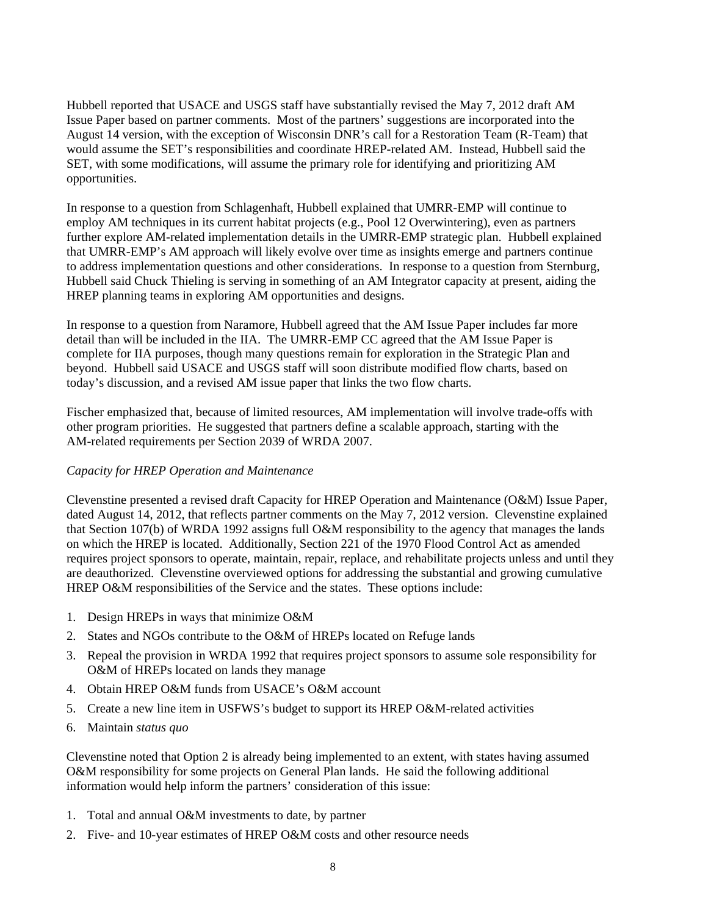Hubbell reported that USACE and USGS staff have substantially revised the May 7, 2012 draft AM Issue Paper based on partner comments. Most of the partners' suggestions are incorporated into the August 14 version, with the exception of Wisconsin DNR's call for a Restoration Team (R-Team) that would assume the SET's responsibilities and coordinate HREP-related AM. Instead, Hubbell said the SET, with some modifications, will assume the primary role for identifying and prioritizing AM opportunities.

In response to a question from Schlagenhaft, Hubbell explained that UMRR-EMP will continue to employ AM techniques in its current habitat projects (e.g., Pool 12 Overwintering), even as partners further explore AM-related implementation details in the UMRR-EMP strategic plan. Hubbell explained that UMRR-EMP's AM approach will likely evolve over time as insights emerge and partners continue to address implementation questions and other considerations. In response to a question from Sternburg, Hubbell said Chuck Thieling is serving in something of an AM Integrator capacity at present, aiding the HREP planning teams in exploring AM opportunities and designs.

In response to a question from Naramore, Hubbell agreed that the AM Issue Paper includes far more detail than will be included in the IIA. The UMRR-EMP CC agreed that the AM Issue Paper is complete for IIA purposes, though many questions remain for exploration in the Strategic Plan and beyond. Hubbell said USACE and USGS staff will soon distribute modified flow charts, based on today's discussion, and a revised AM issue paper that links the two flow charts.

Fischer emphasized that, because of limited resources, AM implementation will involve trade-offs with other program priorities. He suggested that partners define a scalable approach, starting with the AM-related requirements per Section 2039 of WRDA 2007.

*Capacity for HREP Operation and Maintenance*

Clevenstine presented a revised draft Capacity for HREP Operation and Maintenance (O&M) Issue Paper, dated August 14, 2012, that reflects partner comments on the May 7, 2012 version. Clevenstine explained that Section 107(b) of WRDA 1992 assigns full O&M responsibility to the agency that manages the lands on which the HREP is located. Additionally, Section 221 of the 1970 Flood Control Act as amended requires project sponsors to operate, maintain, repair, replace, and rehabilitate projects unless and until they are deauthorized. Clevenstine overviewed options for addressing the substantial and growing cumulative HREP O&M responsibilities of the Service and the states. These options include:

1. Design HREPs in ways that minimize O&M
2. States and NGOs contribute to the O&M of HREPs located on Refuge lands
3. Repeal the provision in WRDA 1992 that requires project sponsors to assume sole responsibility for O&M of HREPs located on lands they manage
4. Obtain HREP O&M funds from USACE's O&M account
5. Create a new line item in USFWS's budget to support its HREP O&M-related activities
6. Maintain *status quo*

Clevenstine noted that Option 2 is already being implemented to an extent, with states having assumed O&M responsibility for some projects on General Plan lands. He said the following additional information would help inform the partners' consideration of this issue:

1. Total and annual O&M investments to date, by partner
2. Five- and 10-year estimates of HREP O&M costs and other resource needs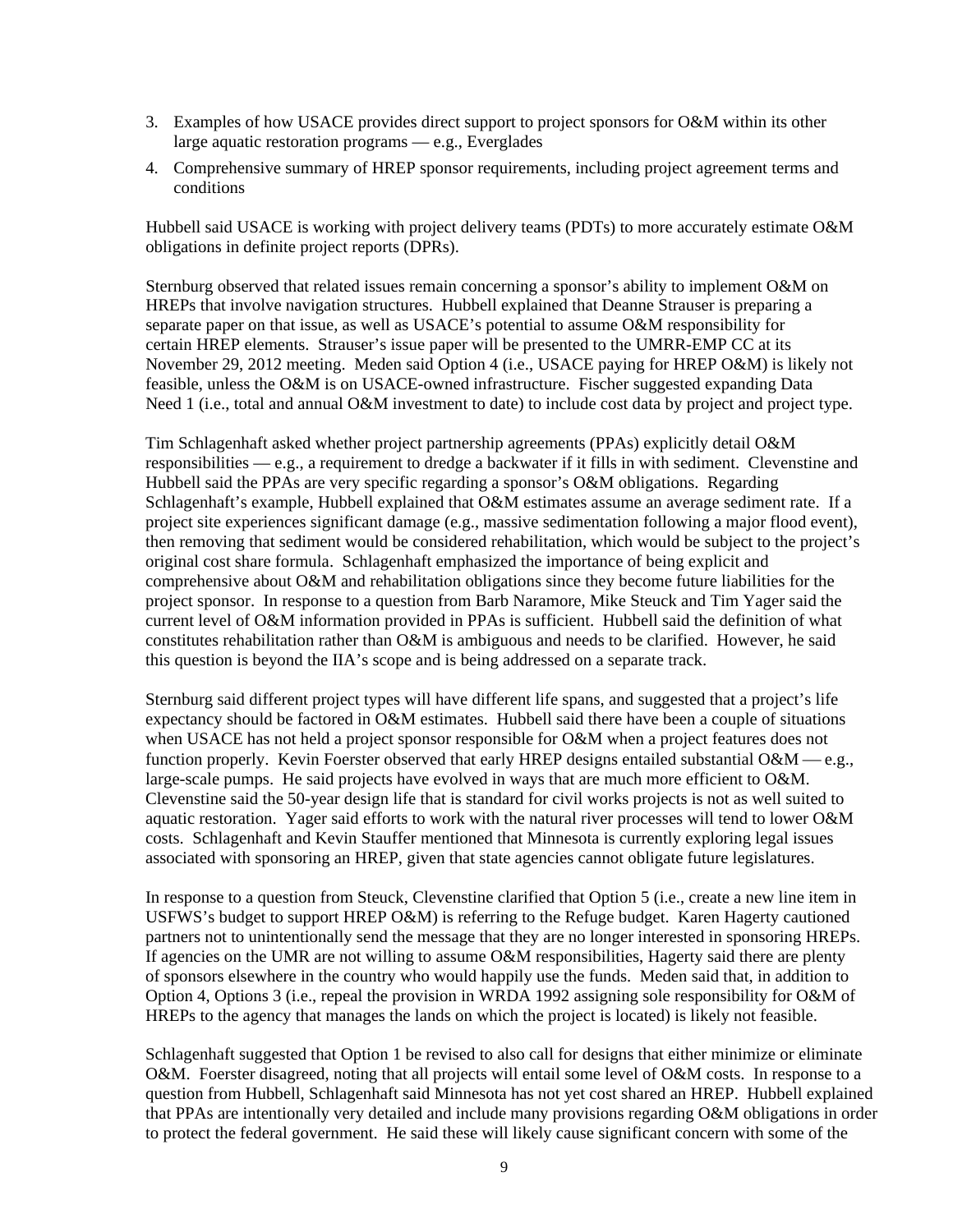3. Examples of how USACE provides direct support to project sponsors for O&M within its other large aquatic restoration programs — e.g., Everglades
4. Comprehensive summary of HREP sponsor requirements, including project agreement terms and conditions

Hubbell said USACE is working with project delivery teams (PDTs) to more accurately estimate O&M obligations in definite project reports (DPRs).

Sternburg observed that related issues remain concerning a sponsor's ability to implement O&M on HREPs that involve navigation structures. Hubbell explained that Deanne Strauser is preparing a separate paper on that issue, as well as USACE's potential to assume O&M responsibility for certain HREP elements. Strauser's issue paper will be presented to the UMRR-EMP CC at its November 29, 2012 meeting. Meden said Option 4 (i.e., USACE paying for HREP O&M) is likely not feasible, unless the O&M is on USACE-owned infrastructure. Fischer suggested expanding Data Need 1 (i.e., total and annual O&M investment to date) to include cost data by project and project type.

Tim Schlagenhaft asked whether project partnership agreements (PPAs) explicitly detail O&M responsibilities — e.g., a requirement to dredge a backwater if it fills in with sediment. Clevenstine and Hubbell said the PPAs are very specific regarding a sponsor's O&M obligations. Regarding Schlagenhaft's example, Hubbell explained that O&M estimates assume an average sediment rate. If a project site experiences significant damage (e.g., massive sedimentation following a major flood event), then removing that sediment would be considered rehabilitation, which would be subject to the project's original cost share formula. Schlagenhaft emphasized the importance of being explicit and comprehensive about O&M and rehabilitation obligations since they become future liabilities for the project sponsor. In response to a question from Barb Naramore, Mike Steuck and Tim Yager said the current level of O&M information provided in PPAs is sufficient. Hubbell said the definition of what constitutes rehabilitation rather than O&M is ambiguous and needs to be clarified. However, he said this question is beyond the IIA's scope and is being addressed on a separate track.

Sternburg said different project types will have different life spans, and suggested that a project's life expectancy should be factored in O&M estimates. Hubbell said there have been a couple of situations when USACE has not held a project sponsor responsible for O&M when a project features does not function properly. Kevin Foerster observed that early HREP designs entailed substantial O&M — e.g., large-scale pumps. He said projects have evolved in ways that are much more efficient to O&M. Clevenstine said the 50-year design life that is standard for civil works projects is not as well suited to aquatic restoration. Yager said efforts to work with the natural river processes will tend to lower O&M costs. Schlagenhaft and Kevin Stauffer mentioned that Minnesota is currently exploring legal issues associated with sponsoring an HREP, given that state agencies cannot obligate future legislatures.

In response to a question from Steuck, Clevenstine clarified that Option 5 (i.e., create a new line item in USFWS's budget to support HREP O&M) is referring to the Refuge budget. Karen Hagerty cautioned partners not to unintentionally send the message that they are no longer interested in sponsoring HREPs. If agencies on the UMR are not willing to assume O&M responsibilities, Hagerty said there are plenty of sponsors elsewhere in the country who would happily use the funds. Meden said that, in addition to Option 4, Options 3 (i.e., repeal the provision in WRDA 1992 assigning sole responsibility for O&M of HREPs to the agency that manages the lands on which the project is located) is likely not feasible.

Schlagenhaft suggested that Option 1 be revised to also call for designs that either minimize or eliminate O&M. Foerster disagreed, noting that all projects will entail some level of O&M costs. In response to a question from Hubbell, Schlagenhaft said Minnesota has not yet cost shared an HREP. Hubbell explained that PPAs are intentionally very detailed and include many provisions regarding O&M obligations in order to protect the federal government. He said these will likely cause significant concern with some of the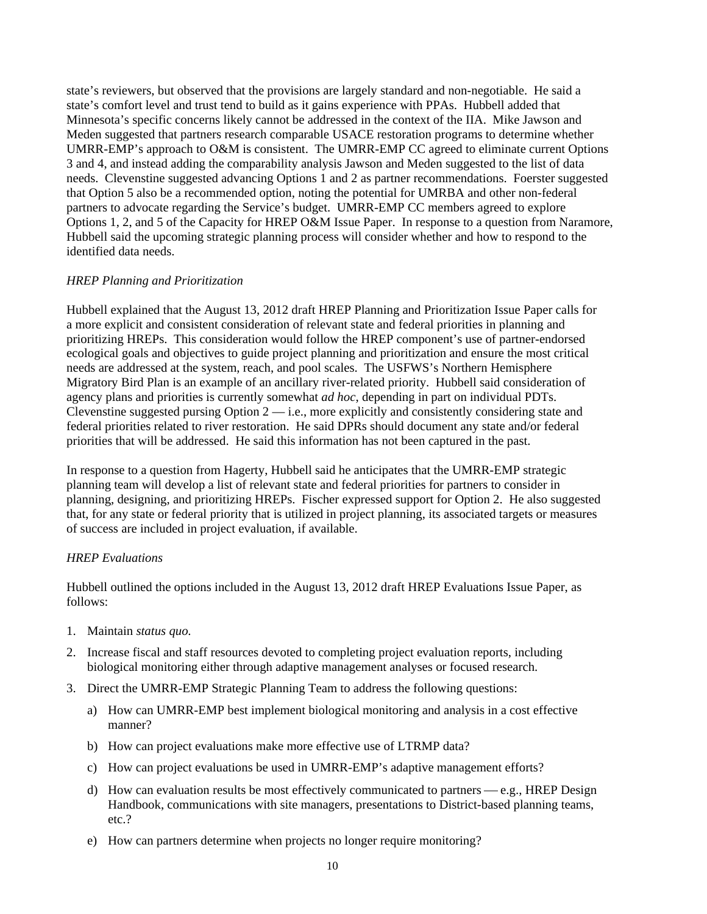state's reviewers, but observed that the provisions are largely standard and non-negotiable. He said a state's comfort level and trust tend to build as it gains experience with PPAs. Hubbell added that Minnesota's specific concerns likely cannot be addressed in the context of the IIA. Mike Jawson and Meden suggested that partners research comparable USACE restoration programs to determine whether UMRR-EMP's approach to O&M is consistent. The UMRR-EMP CC agreed to eliminate current Options 3 and 4, and instead adding the comparability analysis Jawson and Meden suggested to the list of data needs. Clevenstine suggested advancing Options 1 and 2 as partner recommendations. Foerster suggested that Option 5 also be a recommended option, noting the potential for UMRBA and other non-federal partners to advocate regarding the Service's budget. UMRR-EMP CC members agreed to explore Options 1, 2, and 5 of the Capacity for HREP O&M Issue Paper. In response to a question from Naramore, Hubbell said the upcoming strategic planning process will consider whether and how to respond to the identified data needs.

*HREP Planning and Prioritization*

Hubbell explained that the August 13, 2012 draft HREP Planning and Prioritization Issue Paper calls for a more explicit and consistent consideration of relevant state and federal priorities in planning and prioritizing HREPs. This consideration would follow the HREP component's use of partner-endorsed ecological goals and objectives to guide project planning and prioritization and ensure the most critical needs are addressed at the system, reach, and pool scales. The USFWS's Northern Hemisphere Migratory Bird Plan is an example of an ancillary river-related priority. Hubbell said consideration of agency plans and priorities is currently somewhat *ad hoc*, depending in part on individual PDTs. Clevenstine suggested pursing Option 2 — i.e., more explicitly and consistently considering state and federal priorities related to river restoration. He said DPRs should document any state and/or federal priorities that will be addressed. He said this information has not been captured in the past.

In response to a question from Hagerty, Hubbell said he anticipates that the UMRR-EMP strategic planning team will develop a list of relevant state and federal priorities for partners to consider in planning, designing, and prioritizing HREPs. Fischer expressed support for Option 2. He also suggested that, for any state or federal priority that is utilized in project planning, its associated targets or measures of success are included in project evaluation, if available.

*HREP Evaluations*

Hubbell outlined the options included in the August 13, 2012 draft HREP Evaluations Issue Paper, as follows:

1. Maintain *status quo.*
2. Increase fiscal and staff resources devoted to completing project evaluation reports, including biological monitoring either through adaptive management analyses or focused research.
3. Direct the UMRR-EMP Strategic Planning Team to address the following questions:
   a) How can UMRR-EMP best implement biological monitoring and analysis in a cost effective manner?
   b) How can project evaluations make more effective use of LTRMP data?
   c) How can project evaluations be used in UMRR-EMP's adaptive management efforts?
   d) How can evaluation results be most effectively communicated to partners — e.g., HREP Design Handbook, communications with site managers, presentations to District-based planning teams, etc.?
   e) How can partners determine when projects no longer require monitoring?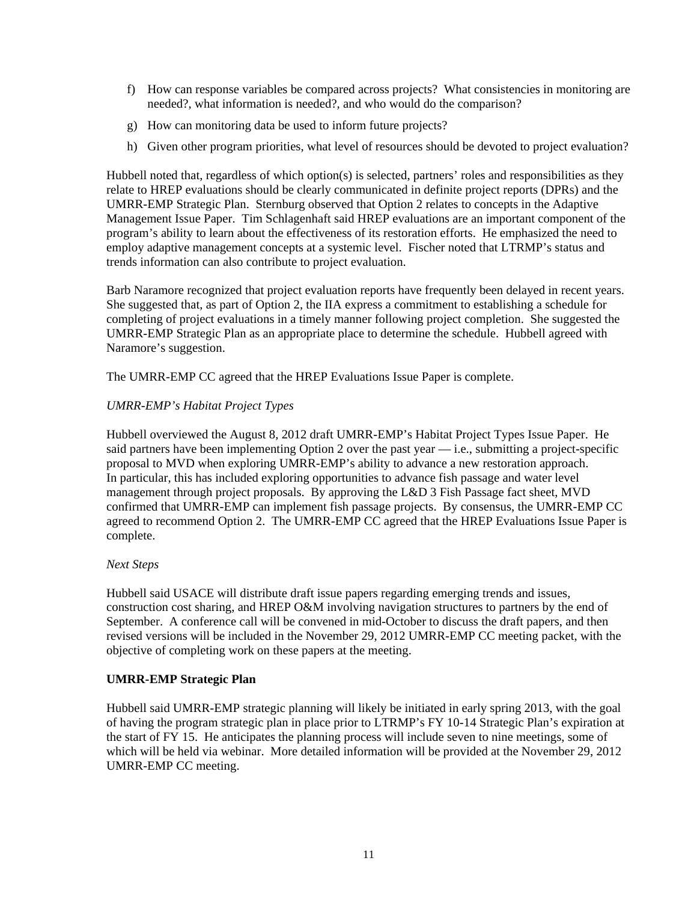f) How can response variables be compared across projects? What consistencies in monitoring are needed?, what information is needed?, and who would do the comparison?

g) How can monitoring data be used to inform future projects?

h) Given other program priorities, what level of resources should be devoted to project evaluation?

Hubbell noted that, regardless of which option(s) is selected, partners' roles and responsibilities as they relate to HREP evaluations should be clearly communicated in definite project reports (DPRs) and the UMRR-EMP Strategic Plan. Sternburg observed that Option 2 relates to concepts in the Adaptive Management Issue Paper. Tim Schlagenhaft said HREP evaluations are an important component of the program's ability to learn about the effectiveness of its restoration efforts. He emphasized the need to employ adaptive management concepts at a systemic level. Fischer noted that LTRMP's status and trends information can also contribute to project evaluation.

Barb Naramore recognized that project evaluation reports have frequently been delayed in recent years. She suggested that, as part of Option 2, the IIA express a commitment to establishing a schedule for completing of project evaluations in a timely manner following project completion. She suggested the UMRR-EMP Strategic Plan as an appropriate place to determine the schedule. Hubbell agreed with Naramore's suggestion.

The UMRR-EMP CC agreed that the HREP Evaluations Issue Paper is complete.

*UMRR-EMP's Habitat Project Types*

Hubbell overviewed the August 8, 2012 draft UMRR-EMP's Habitat Project Types Issue Paper. He said partners have been implementing Option 2 over the past year — i.e., submitting a project-specific proposal to MVD when exploring UMRR-EMP's ability to advance a new restoration approach. In particular, this has included exploring opportunities to advance fish passage and water level management through project proposals. By approving the L&D 3 Fish Passage fact sheet, MVD confirmed that UMRR-EMP can implement fish passage projects. By consensus, the UMRR-EMP CC agreed to recommend Option 2. The UMRR-EMP CC agreed that the HREP Evaluations Issue Paper is complete.

*Next Steps*

Hubbell said USACE will distribute draft issue papers regarding emerging trends and issues, construction cost sharing, and HREP O&M involving navigation structures to partners by the end of September. A conference call will be convened in mid-October to discuss the draft papers, and then revised versions will be included in the November 29, 2012 UMRR-EMP CC meeting packet, with the objective of completing work on these papers at the meeting.

**UMRR-EMP Strategic Plan**

Hubbell said UMRR-EMP strategic planning will likely be initiated in early spring 2013, with the goal of having the program strategic plan in place prior to LTRMP's FY 10-14 Strategic Plan's expiration at the start of FY 15. He anticipates the planning process will include seven to nine meetings, some of which will be held via webinar. More detailed information will be provided at the November 29, 2012 UMRR-EMP CC meeting.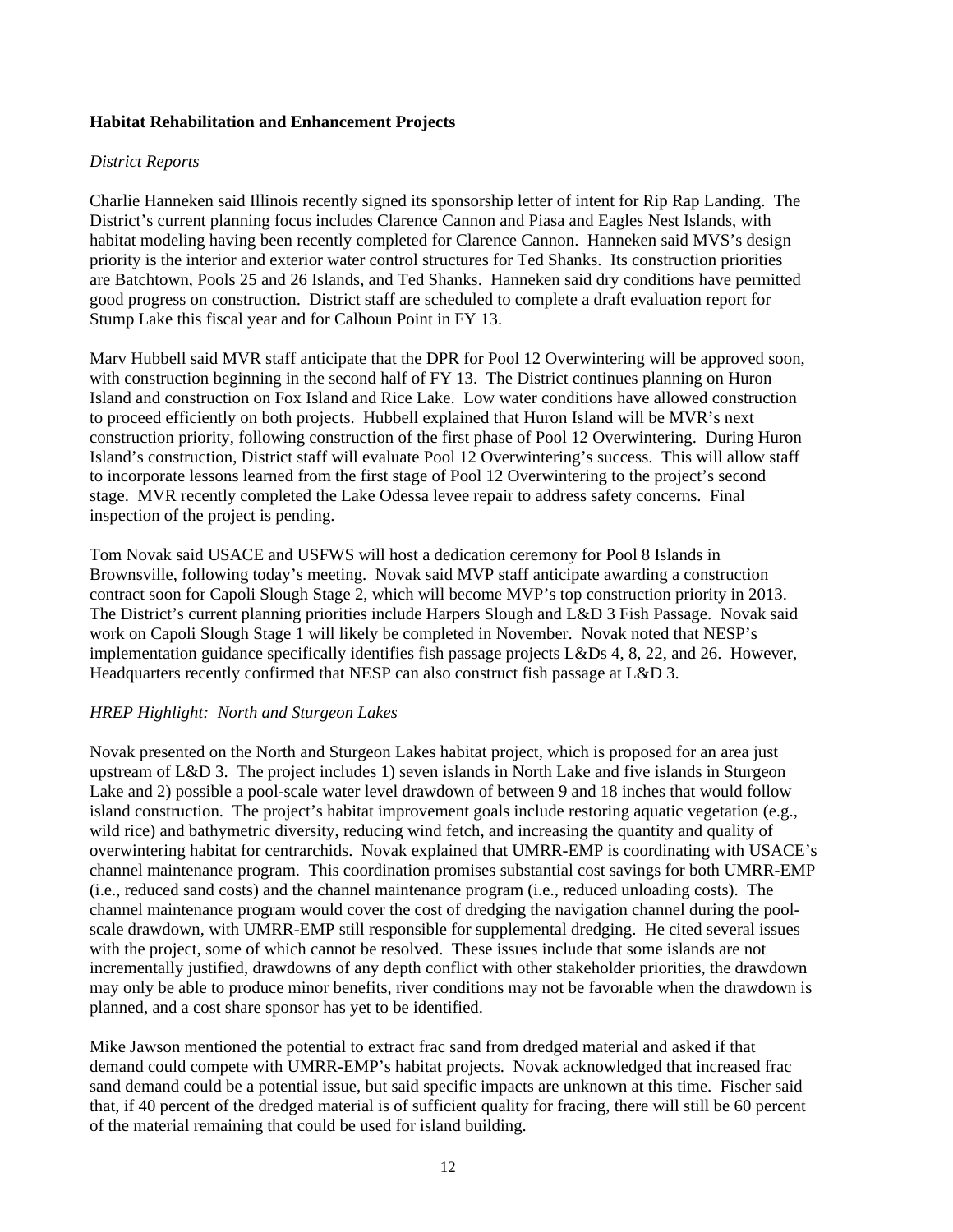**Habitat Rehabilitation and Enhancement Projects**

*District Reports*

Charlie Hanneken said Illinois recently signed its sponsorship letter of intent for Rip Rap Landing. The District's current planning focus includes Clarence Cannon and Piasa and Eagles Nest Islands, with habitat modeling having been recently completed for Clarence Cannon. Hanneken said MVS's design priority is the interior and exterior water control structures for Ted Shanks. Its construction priorities are Batchtown, Pools 25 and 26 Islands, and Ted Shanks. Hanneken said dry conditions have permitted good progress on construction. District staff are scheduled to complete a draft evaluation report for Stump Lake this fiscal year and for Calhoun Point in FY 13.

Marv Hubbell said MVR staff anticipate that the DPR for Pool 12 Overwintering will be approved soon, with construction beginning in the second half of FY 13. The District continues planning on Huron Island and construction on Fox Island and Rice Lake. Low water conditions have allowed construction to proceed efficiently on both projects. Hubbell explained that Huron Island will be MVR's next construction priority, following construction of the first phase of Pool 12 Overwintering. During Huron Island's construction, District staff will evaluate Pool 12 Overwintering's success. This will allow staff to incorporate lessons learned from the first stage of Pool 12 Overwintering to the project's second stage. MVR recently completed the Lake Odessa levee repair to address safety concerns. Final inspection of the project is pending.

Tom Novak said USACE and USFWS will host a dedication ceremony for Pool 8 Islands in Brownsville, following today's meeting. Novak said MVP staff anticipate awarding a construction contract soon for Capoli Slough Stage 2, which will become MVP's top construction priority in 2013. The District's current planning priorities include Harpers Slough and L&D 3 Fish Passage. Novak said work on Capoli Slough Stage 1 will likely be completed in November. Novak noted that NESP's implementation guidance specifically identifies fish passage projects L&Ds 4, 8, 22, and 26. However, Headquarters recently confirmed that NESP can also construct fish passage at L&D 3.

*HREP Highlight: North and Sturgeon Lakes*

Novak presented on the North and Sturgeon Lakes habitat project, which is proposed for an area just upstream of L&D 3. The project includes 1) seven islands in North Lake and five islands in Sturgeon Lake and 2) possible a pool-scale water level drawdown of between 9 and 18 inches that would follow island construction. The project's habitat improvement goals include restoring aquatic vegetation (e.g., wild rice) and bathymetric diversity, reducing wind fetch, and increasing the quantity and quality of overwintering habitat for centrarchids. Novak explained that UMRR-EMP is coordinating with USACE's channel maintenance program. This coordination promises substantial cost savings for both UMRR-EMP (i.e., reduced sand costs) and the channel maintenance program (i.e., reduced unloading costs). The channel maintenance program would cover the cost of dredging the navigation channel during the pool-scale drawdown, with UMRR-EMP still responsible for supplemental dredging. He cited several issues with the project, some of which cannot be resolved. These issues include that some islands are not incrementally justified, drawdowns of any depth conflict with other stakeholder priorities, the drawdown may only be able to produce minor benefits, river conditions may not be favorable when the drawdown is planned, and a cost share sponsor has yet to be identified.

Mike Jawson mentioned the potential to extract frac sand from dredged material and asked if that demand could compete with UMRR-EMP's habitat projects. Novak acknowledged that increased frac sand demand could be a potential issue, but said specific impacts are unknown at this time. Fischer said that, if 40 percent of the dredged material is of sufficient quality for fracing, there will still be 60 percent of the material remaining that could be used for island building.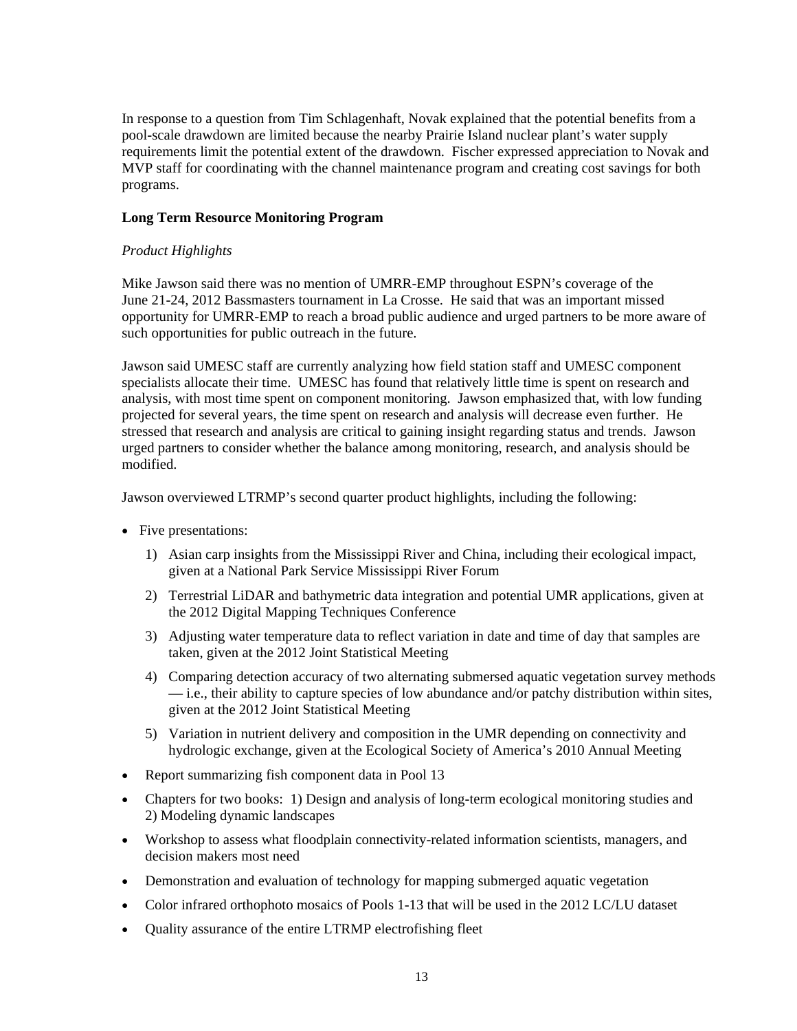In response to a question from Tim Schlagenhaft, Novak explained that the potential benefits from a pool-scale drawdown are limited because the nearby Prairie Island nuclear plant's water supply requirements limit the potential extent of the drawdown. Fischer expressed appreciation to Novak and MVP staff for coordinating with the channel maintenance program and creating cost savings for both programs.

**Long Term Resource Monitoring Program**

*Product Highlights*

Mike Jawson said there was no mention of UMRR-EMP throughout ESPN's coverage of the June 21-24, 2012 Bassmasters tournament in La Crosse. He said that was an important missed opportunity for UMRR-EMP to reach a broad public audience and urged partners to be more aware of such opportunities for public outreach in the future.

Jawson said UMESC staff are currently analyzing how field station staff and UMESC component specialists allocate their time. UMESC has found that relatively little time is spent on research and analysis, with most time spent on component monitoring. Jawson emphasized that, with low funding projected for several years, the time spent on research and analysis will decrease even further. He stressed that research and analysis are critical to gaining insight regarding status and trends. Jawson urged partners to consider whether the balance among monitoring, research, and analysis should be modified.

Jawson overviewed LTRMP's second quarter product highlights, including the following:

- Five presentations:
    1) Asian carp insights from the Mississippi River and China, including their ecological impact, given at a National Park Service Mississippi River Forum
    2) Terrestrial LiDAR and bathymetric data integration and potential UMR applications, given at the 2012 Digital Mapping Techniques Conference
    3) Adjusting water temperature data to reflect variation in date and time of day that samples are taken, given at the 2012 Joint Statistical Meeting
    4) Comparing detection accuracy of two alternating submersed aquatic vegetation survey methods — i.e., their ability to capture species of low abundance and/or patchy distribution within sites, given at the 2012 Joint Statistical Meeting
    5) Variation in nutrient delivery and composition in the UMR depending on connectivity and hydrologic exchange, given at the Ecological Society of America's 2010 Annual Meeting
- Report summarizing fish component data in Pool 13
- Chapters for two books: 1) Design and analysis of long-term ecological monitoring studies and 2) Modeling dynamic landscapes
- Workshop to assess what floodplain connectivity-related information scientists, managers, and decision makers most need
- Demonstration and evaluation of technology for mapping submerged aquatic vegetation
- Color infrared orthophoto mosaics of Pools 1-13 that will be used in the 2012 LC/LU dataset
- Quality assurance of the entire LTRMP electrofishing fleet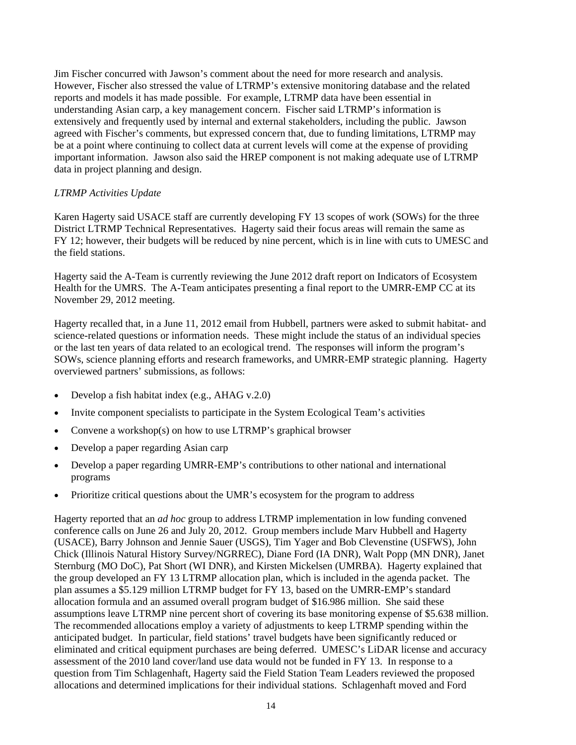Jim Fischer concurred with Jawson's comment about the need for more research and analysis. However, Fischer also stressed the value of LTRMP's extensive monitoring database and the related reports and models it has made possible. For example, LTRMP data have been essential in understanding Asian carp, a key management concern. Fischer said LTRMP's information is extensively and frequently used by internal and external stakeholders, including the public. Jawson agreed with Fischer's comments, but expressed concern that, due to funding limitations, LTRMP may be at a point where continuing to collect data at current levels will come at the expense of providing important information. Jawson also said the HREP component is not making adequate use of LTRMP data in project planning and design.

*LTRMP Activities Update*

Karen Hagerty said USACE staff are currently developing FY 13 scopes of work (SOWs) for the three District LTRMP Technical Representatives. Hagerty said their focus areas will remain the same as FY 12; however, their budgets will be reduced by nine percent, which is in line with cuts to UMESC and the field stations.

Hagerty said the A-Team is currently reviewing the June 2012 draft report on Indicators of Ecosystem Health for the UMRS. The A-Team anticipates presenting a final report to the UMRR-EMP CC at its November 29, 2012 meeting.

Hagerty recalled that, in a June 11, 2012 email from Hubbell, partners were asked to submit habitat- and science-related questions or information needs. These might include the status of an individual species or the last ten years of data related to an ecological trend. The responses will inform the program's SOWs, science planning efforts and research frameworks, and UMRR-EMP strategic planning. Hagerty overviewed partners' submissions, as follows:

- Develop a fish habitat index (e.g., AHAG v.2.0)
- Invite component specialists to participate in the System Ecological Team's activities
- Convene a workshop(s) on how to use LTRMP's graphical browser
- Develop a paper regarding Asian carp
- Develop a paper regarding UMRR-EMP's contributions to other national and international programs
- Prioritize critical questions about the UMR's ecosystem for the program to address

Hagerty reported that an *ad hoc* group to address LTRMP implementation in low funding convened conference calls on June 26 and July 20, 2012. Group members include Marv Hubbell and Hagerty (USACE), Barry Johnson and Jennie Sauer (USGS), Tim Yager and Bob Clevenstine (USFWS), John Chick (Illinois Natural History Survey/NGRREC), Diane Ford (IA DNR), Walt Popp (MN DNR), Janet Sternburg (MO DoC), Pat Short (WI DNR), and Kirsten Mickelsen (UMRBA). Hagerty explained that the group developed an FY 13 LTRMP allocation plan, which is included in the agenda packet. The plan assumes a $5.129 million LTRMP budget for FY 13, based on the UMRR-EMP's standard allocation formula and an assumed overall program budget of $16.986 million. She said these assumptions leave LTRMP nine percent short of covering its base monitoring expense of $5.638 million. The recommended allocations employ a variety of adjustments to keep LTRMP spending within the anticipated budget. In particular, field stations' travel budgets have been significantly reduced or eliminated and critical equipment purchases are being deferred. UMESC's LiDAR license and accuracy assessment of the 2010 land cover/land use data would not be funded in FY 13. In response to a question from Tim Schlagenhaft, Hagerty said the Field Station Team Leaders reviewed the proposed allocations and determined implications for their individual stations. Schlagenhaft moved and Ford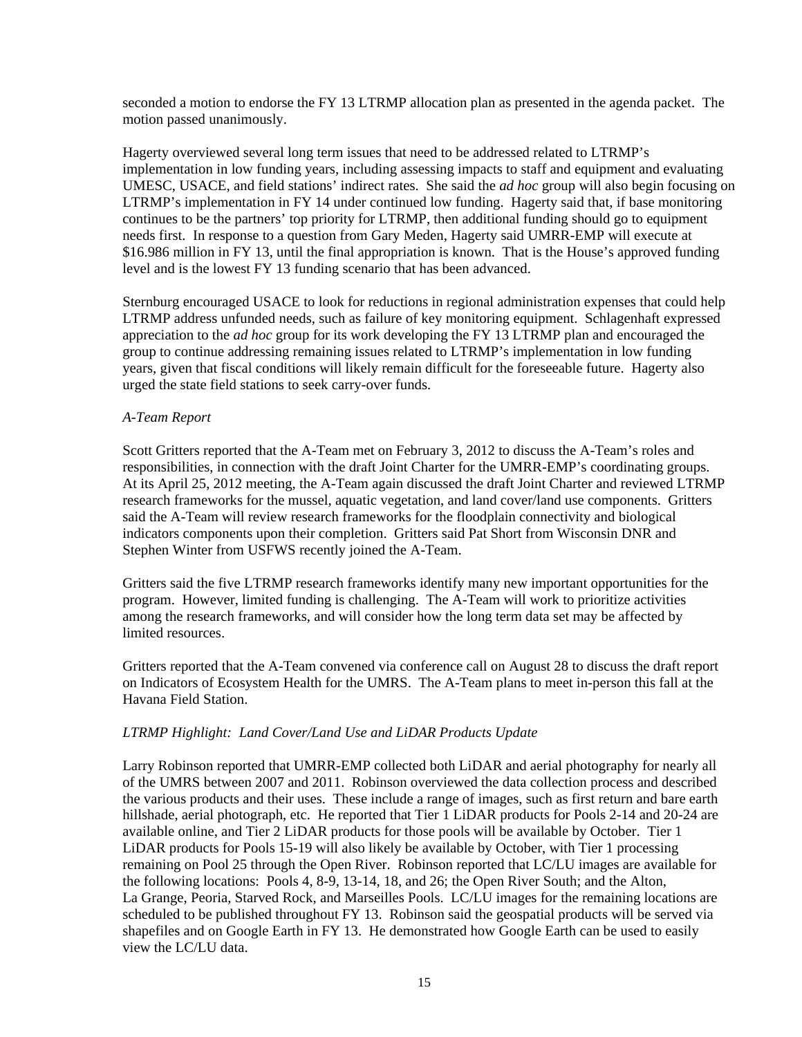seconded a motion to endorse the FY 13 LTRMP allocation plan as presented in the agenda packet. The motion passed unanimously.

Hagerty overviewed several long term issues that need to be addressed related to LTRMP's implementation in low funding years, including assessing impacts to staff and equipment and evaluating UMESC, USACE, and field stations' indirect rates. She said the *ad hoc* group will also begin focusing on LTRMP's implementation in FY 14 under continued low funding. Hagerty said that, if base monitoring continues to be the partners' top priority for LTRMP, then additional funding should go to equipment needs first. In response to a question from Gary Meden, Hagerty said UMRR-EMP will execute at $16.986 million in FY 13, until the final appropriation is known. That is the House's approved funding level and is the lowest FY 13 funding scenario that has been advanced.

Sternburg encouraged USACE to look for reductions in regional administration expenses that could help LTRMP address unfunded needs, such as failure of key monitoring equipment. Schlagenhaft expressed appreciation to the *ad hoc* group for its work developing the FY 13 LTRMP plan and encouraged the group to continue addressing remaining issues related to LTRMP's implementation in low funding years, given that fiscal conditions will likely remain difficult for the foreseeable future. Hagerty also urged the state field stations to seek carry-over funds.

*A-Team Report*

Scott Gritters reported that the A-Team met on February 3, 2012 to discuss the A-Team's roles and responsibilities, in connection with the draft Joint Charter for the UMRR-EMP's coordinating groups. At its April 25, 2012 meeting, the A-Team again discussed the draft Joint Charter and reviewed LTRMP research frameworks for the mussel, aquatic vegetation, and land cover/land use components. Gritters said the A-Team will review research frameworks for the floodplain connectivity and biological indicators components upon their completion. Gritters said Pat Short from Wisconsin DNR and Stephen Winter from USFWS recently joined the A-Team.

Gritters said the five LTRMP research frameworks identify many new important opportunities for the program. However, limited funding is challenging. The A-Team will work to prioritize activities among the research frameworks, and will consider how the long term data set may be affected by limited resources.

Gritters reported that the A-Team convened via conference call on August 28 to discuss the draft report on Indicators of Ecosystem Health for the UMRS. The A-Team plans to meet in-person this fall at the Havana Field Station.

*LTRMP Highlight: Land Cover/Land Use and LiDAR Products Update*

Larry Robinson reported that UMRR-EMP collected both LiDAR and aerial photography for nearly all of the UMRS between 2007 and 2011. Robinson overviewed the data collection process and described the various products and their uses. These include a range of images, such as first return and bare earth hillshade, aerial photograph, etc. He reported that Tier 1 LiDAR products for Pools 2-14 and 20-24 are available online, and Tier 2 LiDAR products for those pools will be available by October. Tier 1 LiDAR products for Pools 15-19 will also likely be available by October, with Tier 1 processing remaining on Pool 25 through the Open River. Robinson reported that LC/LU images are available for the following locations: Pools 4, 8-9, 13-14, 18, and 26; the Open River South; and the Alton, La Grange, Peoria, Starved Rock, and Marseilles Pools. LC/LU images for the remaining locations are scheduled to be published throughout FY 13. Robinson said the geospatial products will be served via shapefiles and on Google Earth in FY 13. He demonstrated how Google Earth can be used to easily view the LC/LU data.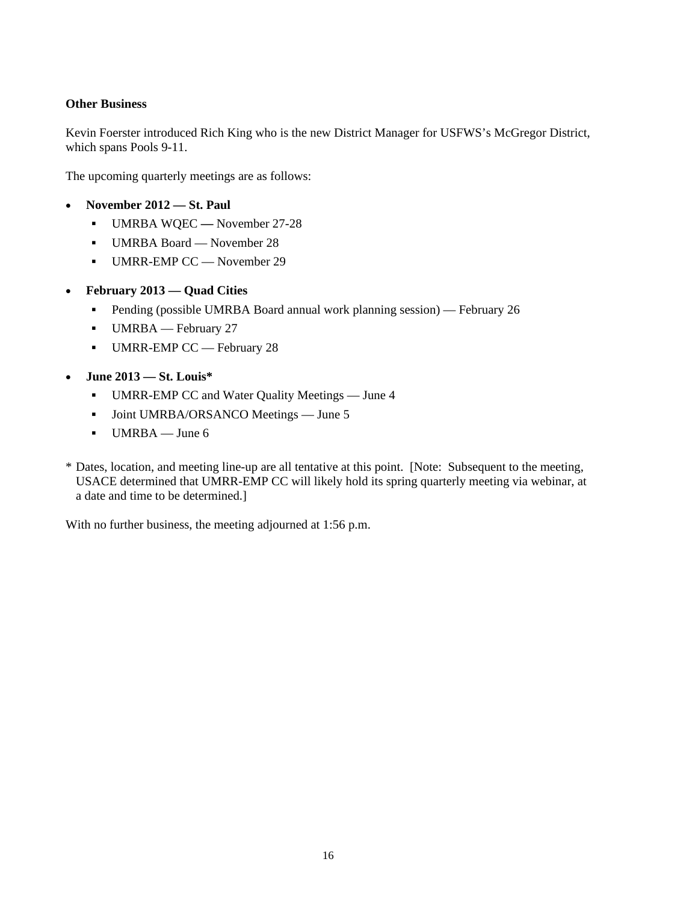**Other Business**

Kevin Foerster introduced Rich King who is the new District Manager for USFWS's McGregor District, which spans Pools 9-11.

The upcoming quarterly meetings are as follows:

- **November 2012 — St. Paul**
  - UMRBA WQEC **—** November 27-28
  - UMRBA Board — November 28
  - UMRR-EMP CC — November 29
- **February 2013 — Quad Cities**
  - Pending (possible UMRBA Board annual work planning session) — February 26
  - UMRBA — February 27
  - UMRR-EMP CC — February 28
- **June 2013 — St. Louis***
  - UMRR-EMP CC and Water Quality Meetings — June 4
  - Joint UMRBA/ORSANCO Meetings — June 5
  - UMRBA — June 6

* Dates, location, and meeting line-up are all tentative at this point. [Note: Subsequent to the meeting, USACE determined that UMRR-EMP CC will likely hold its spring quarterly meeting via webinar, at a date and time to be determined.]

With no further business, the meeting adjourned at 1:56 p.m.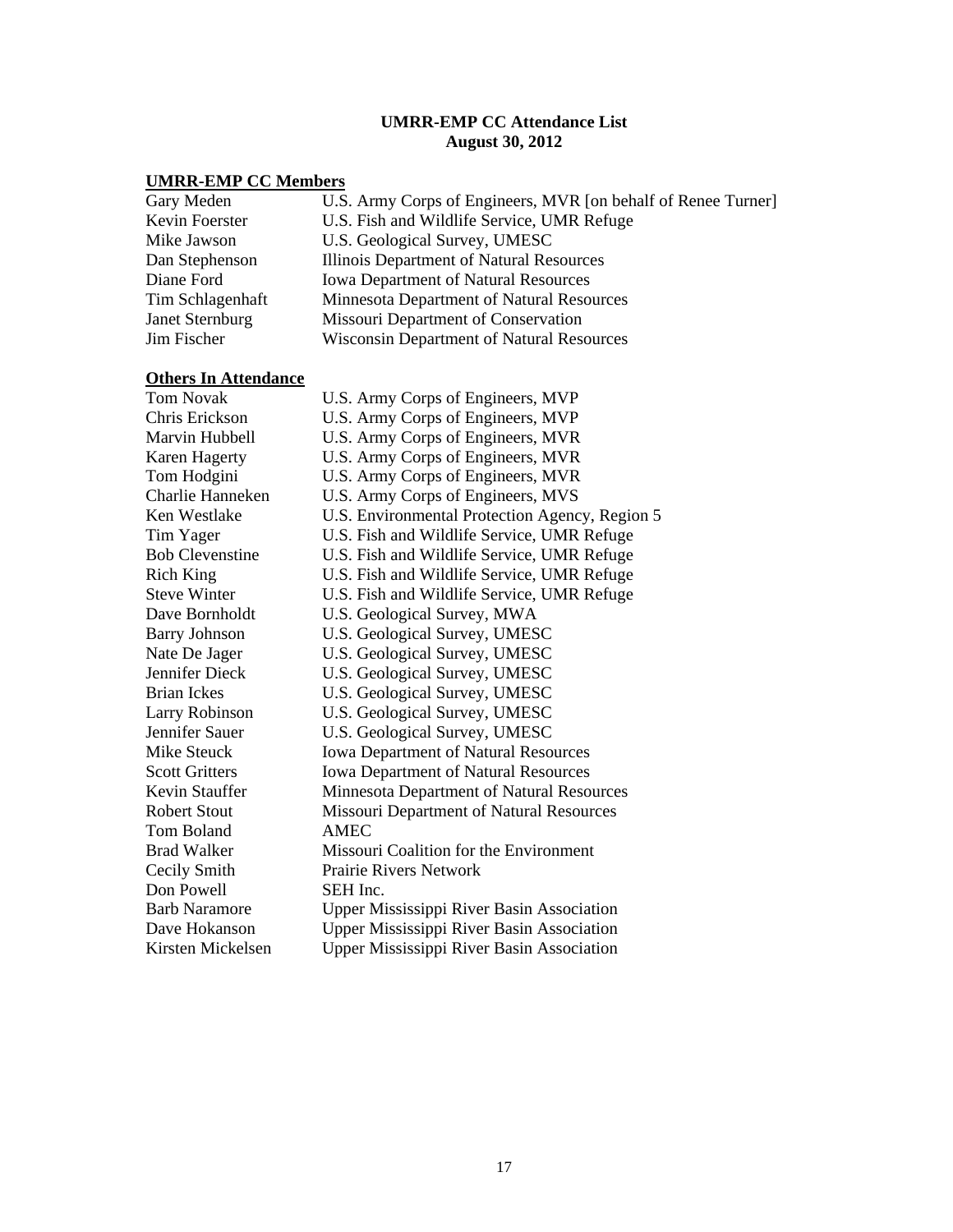**UMRR-EMP CC Attendance List**
**August 30, 2012**

**UMRR-EMP CC Members**

| | |
|---|---|
| Gary Meden | U.S. Army Corps of Engineers, MVR [on behalf of Renee Turner] |
| Kevin Foerster | U.S. Fish and Wildlife Service, UMR Refuge |
| Mike Jawson | U.S. Geological Survey, UMESC |
| Dan Stephenson | Illinois Department of Natural Resources |
| Diane Ford | Iowa Department of Natural Resources |
| Tim Schlagenhaft | Minnesota Department of Natural Resources |
| Janet Sternburg | Missouri Department of Conservation |
| Jim Fischer | Wisconsin Department of Natural Resources |

**Others In Attendance**

| | |
|---|---|
| Tom Novak | U.S. Army Corps of Engineers, MVP |
| Chris Erickson | U.S. Army Corps of Engineers, MVP |
| Marvin Hubbell | U.S. Army Corps of Engineers, MVR |
| Karen Hagerty | U.S. Army Corps of Engineers, MVR |
| Tom Hodgini | U.S. Army Corps of Engineers, MVR |
| Charlie Hanneken | U.S. Army Corps of Engineers, MVS |
| Ken Westlake | U.S. Environmental Protection Agency, Region 5 |
| Tim Yager | U.S. Fish and Wildlife Service, UMR Refuge |
| Bob Clevenstine | U.S. Fish and Wildlife Service, UMR Refuge |
| Rich King | U.S. Fish and Wildlife Service, UMR Refuge |
| Steve Winter | U.S. Fish and Wildlife Service, UMR Refuge |
| Dave Bornholdt | U.S. Geological Survey, MWA |
| Barry Johnson | U.S. Geological Survey, UMESC |
| Nate De Jager | U.S. Geological Survey, UMESC |
| Jennifer Dieck | U.S. Geological Survey, UMESC |
| Brian Ickes | U.S. Geological Survey, UMESC |
| Larry Robinson | U.S. Geological Survey, UMESC |
| Jennifer Sauer | U.S. Geological Survey, UMESC |
| Mike Steuck | Iowa Department of Natural Resources |
| Scott Gritters | Iowa Department of Natural Resources |
| Kevin Stauffer | Minnesota Department of Natural Resources |
| Robert Stout | Missouri Department of Natural Resources |
| Tom Boland | AMEC |
| Brad Walker | Missouri Coalition for the Environment |
| Cecily Smith | Prairie Rivers Network |
| Don Powell | SEH Inc. |
| Barb Naramore | Upper Mississippi River Basin Association |
| Dave Hokanson | Upper Mississippi River Basin Association |
| Kirsten Mickelsen | Upper Mississippi River Basin Association |